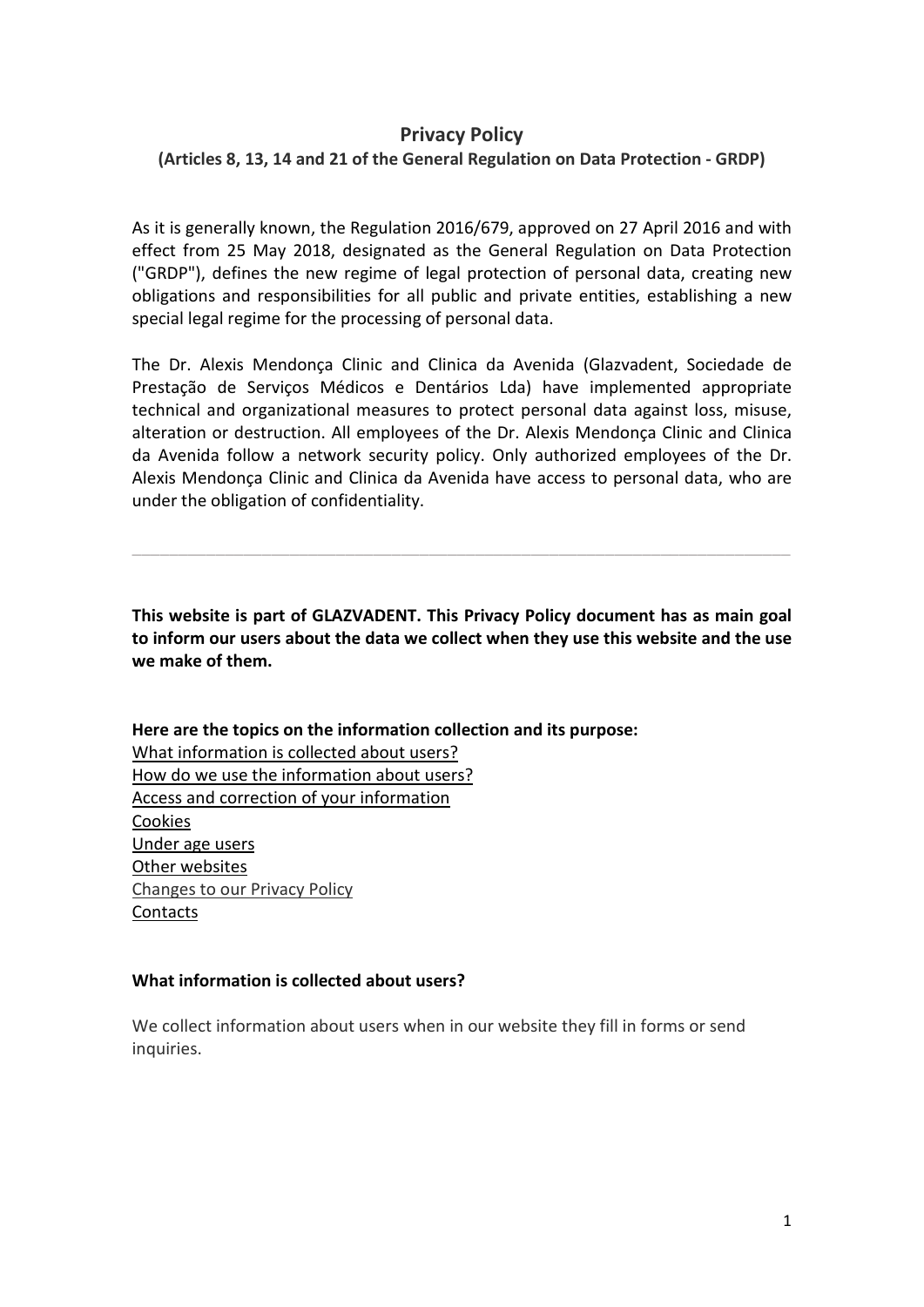# Privacy Policy

**(Articles 8, 13, 14 and 21 of the General Regulation on Data Protection - GRDP)**

As it is generally known, the Regulation 2016/679, approved on 27 April 2016 and with effect from 25 May 2018, designated as the General Regulation on Data Protection ("GRDP"), defines the new regime of legal protection of personal data, creating new obligations and responsibilities for all public and private entities, establishing a new special legal regime for the processing of personal data.

The Dr. Alexis Mendonça Clinic and Clinica da Avenida (Glazvadent, Sociedade de Prestação de Serviços Médicos e Dentários Lda) have implemented appropriate technical and organizational measures to protect personal data against loss, misuse, alteration or destruction. All employees of the Dr. Alexis Mendonça Clinic and Clinica da Avenida follow a network security policy. Only authorized employees of the Dr. Alexis Mendonça Clinic and Clinica da Avenida have access to personal data, who are under the obligation of confidentiality.

---

**This website is part of GLAZVADENT. This Privacy Policy document has as main goal to inform our users about the data we collect when they use this website and the use we make of them.**

**Here are the topics on the information collection and its purpose:**

What information is collected about users?
How do we use the information about users?
Access and correction of your information
Cookies
Under age users
Other websites
Changes to our Privacy Policy
Contacts

### What information is collected about users?

We collect information about users when in our website they fill in forms or send inquiries.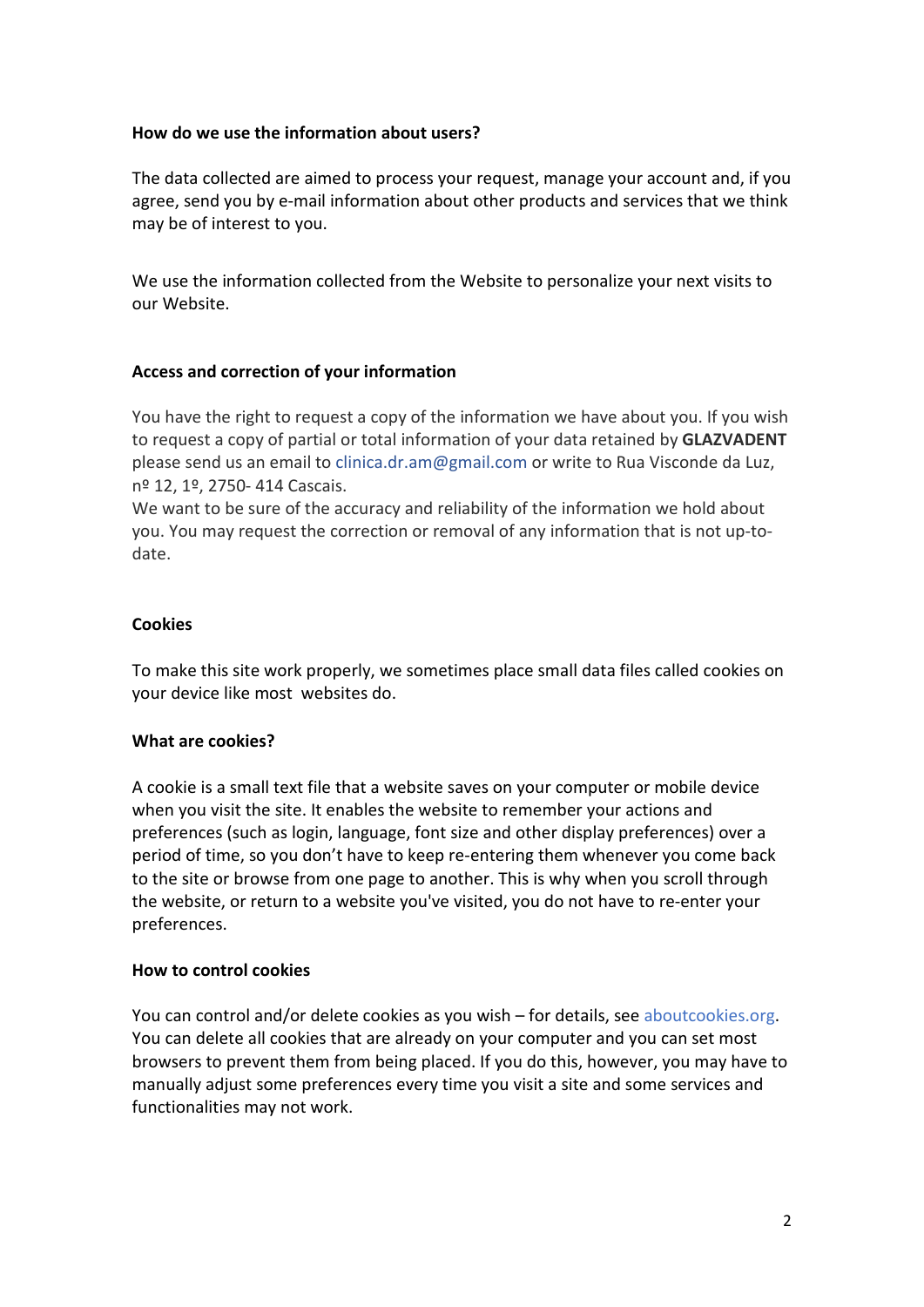**How do we use the information about users?**

The data collected are aimed to process your request, manage your account and, if you agree, send you by e-mail information about other products and services that we think may be of interest to you.

We use the information collected from the Website to personalize your next visits to our Website.

**Access and correction of your information**

You have the right to request a copy of the information we have about you. If you wish to request a copy of partial or total information of your data retained by **GLAZVADENT** please send us an email to clinica.dr.am@gmail.com or write to Rua Visconde da Luz, nº 12, 1º, 2750- 414 Cascais.
We want to be sure of the accuracy and reliability of the information we hold about you. You may request the correction or removal of any information that is not up-to-date.

**Cookies**

To make this site work properly, we sometimes place small data files called cookies on your device like most websites do.

**What are cookies?**

A cookie is a small text file that a website saves on your computer or mobile device when you visit the site. It enables the website to remember your actions and preferences (such as login, language, font size and other display preferences) over a period of time, so you don't have to keep re-entering them whenever you come back to the site or browse from one page to another. This is why when you scroll through the website, or return to a website you've visited, you do not have to re-enter your preferences.

**How to control cookies**

You can control and/or delete cookies as you wish – for details, see aboutcookies.org. You can delete all cookies that are already on your computer and you can set most browsers to prevent them from being placed. If you do this, however, you may have to manually adjust some preferences every time you visit a site and some services and functionalities may not work.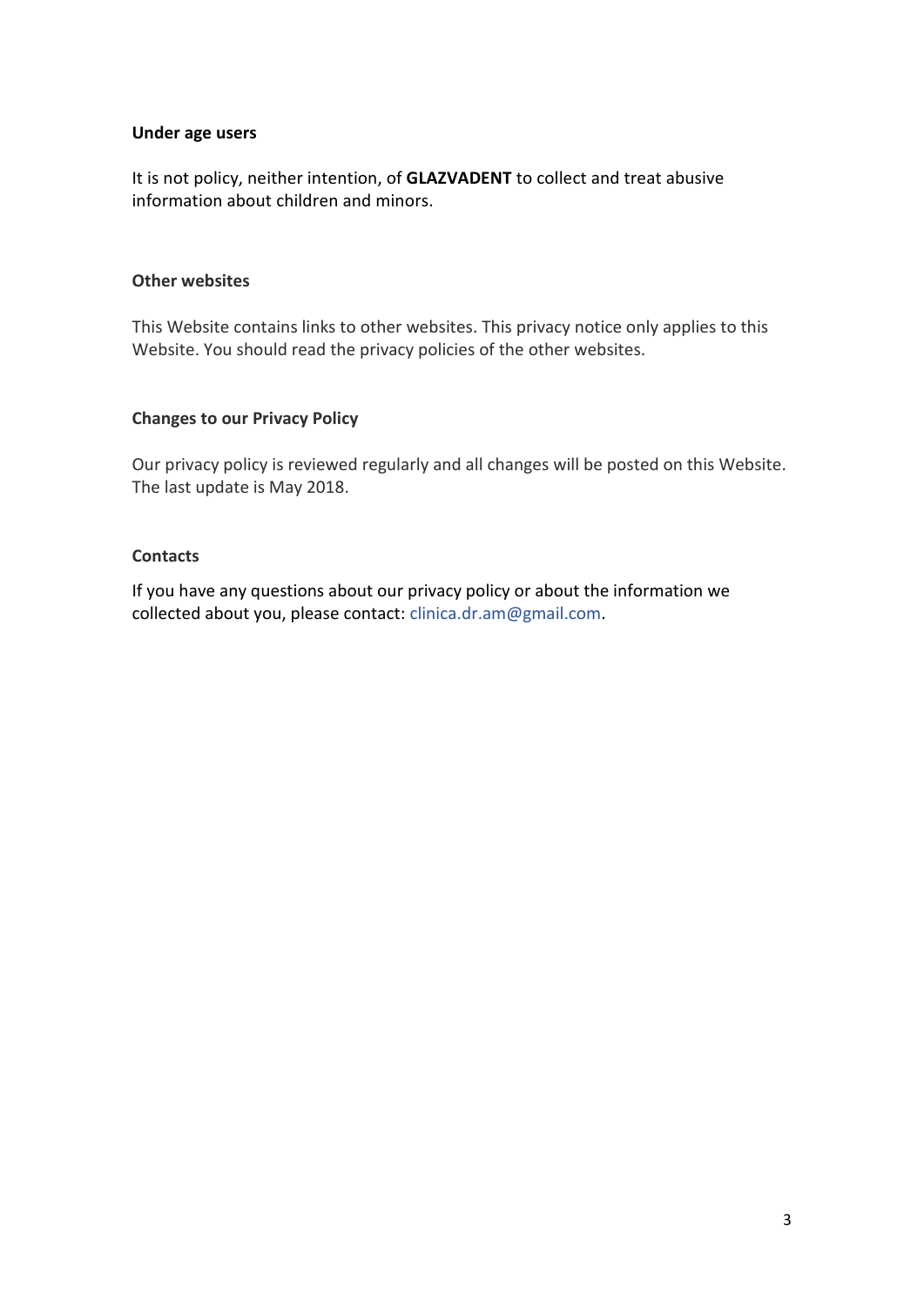**Under age users**

It is not policy, neither intention, of **GLAZVADENT** to collect and treat abusive information about children and minors.

**Other websites**

This Website contains links to other websites. This privacy notice only applies to this Website. You should read the privacy policies of the other websites.

**Changes to our Privacy Policy**

Our privacy policy is reviewed regularly and all changes will be posted on this Website. The last update is May 2018.

**Contacts**

If you have any questions about our privacy policy or about the information we collected about you, please contact: clinica.dr.am@gmail.com.